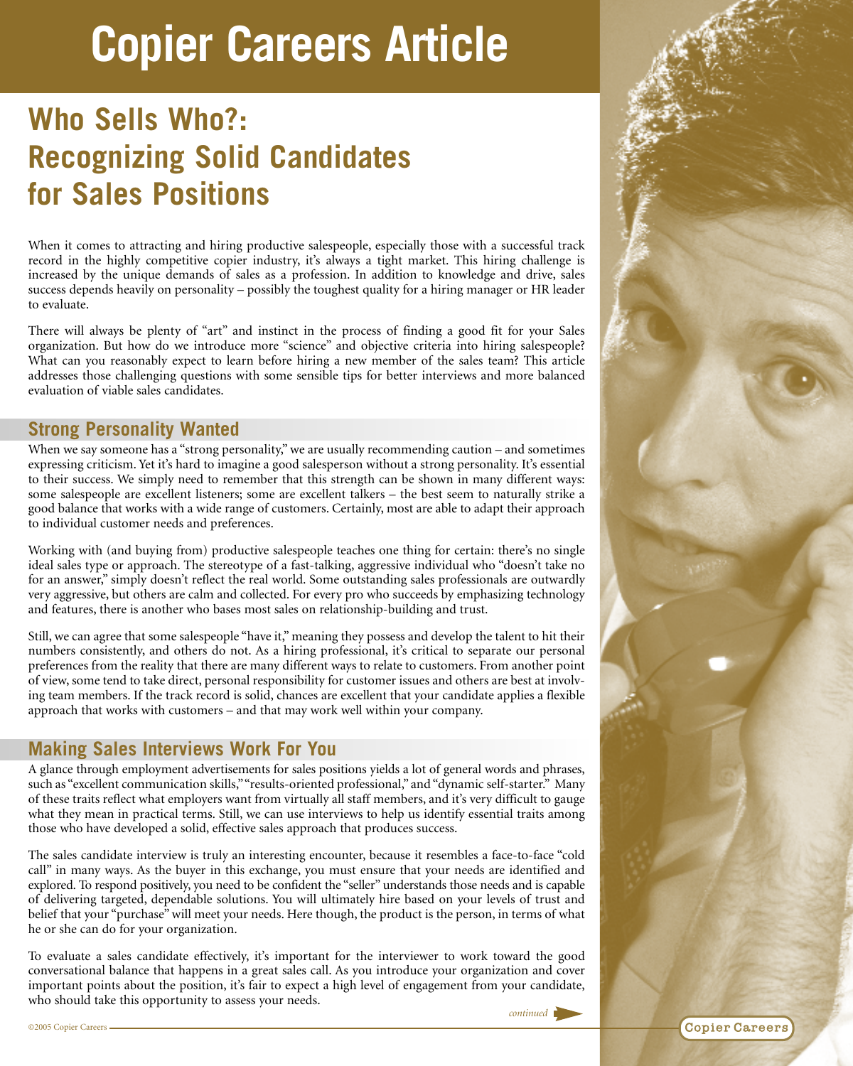# Copier Careers Article

## Who Sells Who?: Recognizing Solid Candidates for Sales Positions

When it comes to attracting and hiring productive salespeople, especially those with a successful track record in the highly competitive copier industry, it's always a tight market. This hiring challenge is increased by the unique demands of sales as a profession. In addition to knowledge and drive, sales success depends heavily on personality – possibly the toughest quality for a hiring manager or HR leader to evaluate.

There will always be plenty of "art" and instinct in the process of finding a good fit for your Sales organization. But how do we introduce more "science" and objective criteria into hiring salespeople? What can you reasonably expect to learn before hiring a new member of the sales team? This article addresses those challenging questions with some sensible tips for better interviews and more balanced evaluation of viable sales candidates.

### Strong Personality Wanted

When we say someone has a "strong personality," we are usually recommending caution – and sometimes expressing criticism. Yet it's hard to imagine a good salesperson without a strong personality. It's essential to their success. We simply need to remember that this strength can be shown in many different ways: some salespeople are excellent listeners; some are excellent talkers – the best seem to naturally strike a good balance that works with a wide range of customers. Certainly, most are able to adapt their approach to individual customer needs and preferences.

Working with (and buying from) productive salespeople teaches one thing for certain: there's no single ideal sales type or approach. The stereotype of a fast-talking, aggressive individual who "doesn't take no for an answer," simply doesn't reflect the real world. Some outstanding sales professionals are outwardly very aggressive, but others are calm and collected. For every pro who succeeds by emphasizing technology and features, there is another who bases most sales on relationship-building and trust.

Still, we can agree that some salespeople "have it," meaning they possess and develop the talent to hit their numbers consistently, and others do not. As a hiring professional, it's critical to separate our personal preferences from the reality that there are many different ways to relate to customers. From another point of view, some tend to take direct, personal responsibility for customer issues and others are best at involving team members. If the track record is solid, chances are excellent that your candidate applies a flexible approach that works with customers – and that may work well within your company.

### Making Sales Interviews Work For You

A glance through employment advertisements for sales positions yields a lot of general words and phrases, such as "excellent communication skills," "results-oriented professional," and "dynamic self-starter." Many of these traits reflect what employers want from virtually all staff members, and it's very difficult to gauge what they mean in practical terms. Still, we can use interviews to help us identify essential traits among those who have developed a solid, effective sales approach that produces success.

The sales candidate interview is truly an interesting encounter, because it resembles a face-to-face "cold call" in many ways. As the buyer in this exchange, you must ensure that your needs are identified and explored. To respond positively, you need to be confident the "seller" understands those needs and is capable of delivering targeted, dependable solutions. You will ultimately hire based on your levels of trust and belief that your "purchase" will meet your needs. Here though, the product is the person, in terms of what he or she can do for your organization.

To evaluate a sales candidate effectively, it's important for the interviewer to work toward the good conversational balance that happens in a great sales call. As you introduce your organization and cover important points about the position, it's fair to expect a high level of engagement from your candidate, who should take this opportunity to assess your needs.

*continued*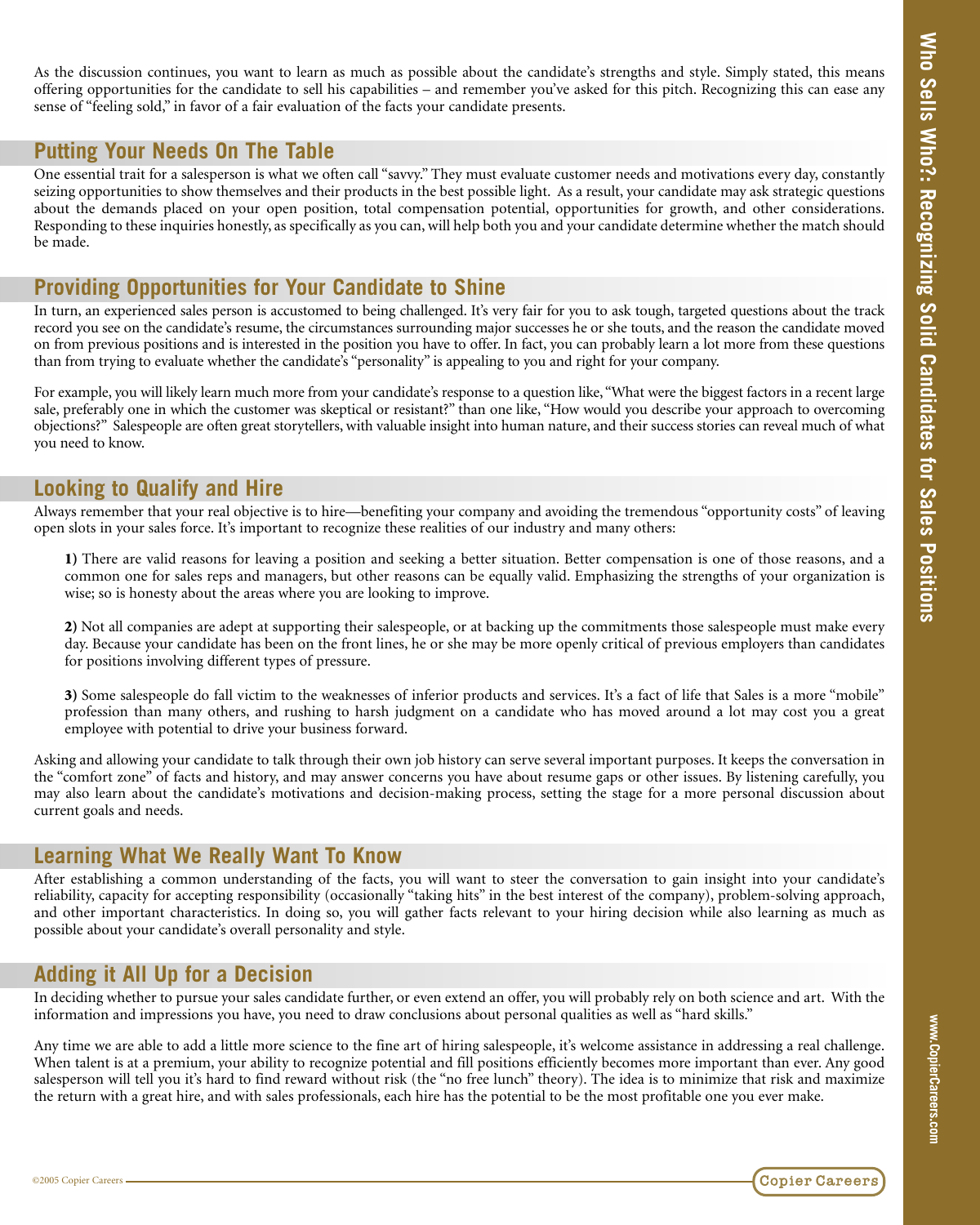As the discussion continues, you want to learn as much as possible about the candidate's strengths and style. Simply stated, this means offering opportunities for the candidate to sell his capabilities – and remember you've asked for this pitch. Recognizing this can ease any sense of "feeling sold," in favor of a fair evaluation of the facts your candidate presents.

## Putting Your Needs On The Table

One essential trait for a salesperson is what we often call "savvy." They must evaluate customer needs and motivations every day, constantly seizing opportunities to show themselves and their products in the best possible light. As a result, your candidate may ask strategic questions about the demands placed on your open position, total compensation potential, opportunities for growth, and other considerations. Responding to these inquiries honestly, as specifically as you can, will help both you and your candidate determine whether the match should be made.

## Providing Opportunities for Your Candidate to Shine

In turn, an experienced sales person is accustomed to being challenged. It's very fair for you to ask tough, targeted questions about the track record you see on the candidate's resume, the circumstances surrounding major successes he or she touts, and the reason the candidate moved on from previous positions and is interested in the position you have to offer. In fact, you can probably learn a lot more from these questions than from trying to evaluate whether the candidate's "personality" is appealing to you and right for your company.

For example, you will likely learn much more from your candidate's response to a question like, "What were the biggest factors in a recent large sale, preferably one in which the customer was skeptical or resistant?" than one like, "How would you describe your approach to overcoming objections?" Salespeople are often great storytellers, with valuable insight into human nature, and their success stories can reveal much of what you need to know.

## Looking to Qualify and Hire

Always remember that your real objective is to hire—benefiting your company and avoiding the tremendous "opportunity costs" of leaving open slots in your sales force. It's important to recognize these realities of our industry and many others:

**1)** There are valid reasons for leaving a position and seeking a better situation. Better compensation is one of those reasons, and a common one for sales reps and managers, but other reasons can be equally valid. Emphasizing the strengths of your organization is wise; so is honesty about the areas where you are looking to improve.

**2)** Not all companies are adept at supporting their salespeople, or at backing up the commitments those salespeople must make every day. Because your candidate has been on the front lines, he or she may be more openly critical of previous employers than candidates for positions involving different types of pressure.

**3)** Some salespeople do fall victim to the weaknesses of inferior products and services. It's a fact of life that Sales is a more "mobile" profession than many others, and rushing to harsh judgment on a candidate who has moved around a lot may cost you a great employee with potential to drive your business forward.

Asking and allowing your candidate to talk through their own job history can serve several important purposes. It keeps the conversation in the "comfort zone" of facts and history, and may answer concerns you have about resume gaps or other issues. By listening carefully, you may also learn about the candidate's motivations and decision-making process, setting the stage for a more personal discussion about current goals and needs.

## Learning What We Really Want To Know

After establishing a common understanding of the facts, you will want to steer the conversation to gain insight into your candidate's reliability, capacity for accepting responsibility (occasionally "taking hits" in the best interest of the company), problem-solving approach, and other important characteristics. In doing so, you will gather facts relevant to your hiring decision while also learning as much as possible about your candidate's overall personality and style.

## Adding it All Up for a Decision

In deciding whether to pursue your sales candidate further, or even extend an offer, you will probably rely on both science and art. With the information and impressions you have, you need to draw conclusions about personal qualities as well as "hard skills."

Any time we are able to add a little more science to the fine art of hiring salespeople, it's welcome assistance in addressing a real challenge. When talent is at a premium, your ability to recognize potential and fill positions efficiently becomes more important than ever. Any good salesperson will tell you it's hard to find reward without risk (the "no free lunch" theory). The idea is to minimize that risk and maximize the return with a great hire, and with sales professionals, each hire has the potential to be the most profitable one you ever make.

©2005 Copier Careers